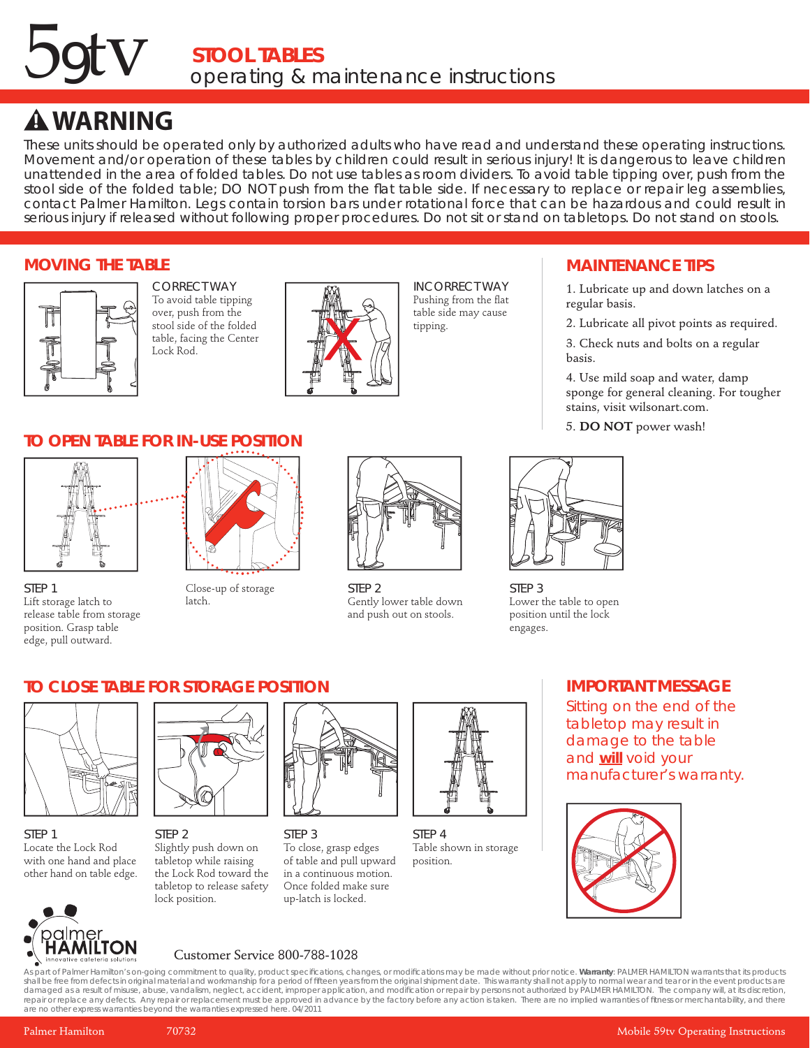# 59tv STOOL TABLES

operating & maintenance instructions

## ⚠ WARNING

These units should be operated only by authorized adults who have read and understand these operating instructions. Movement and/or operation of these tables by children could result in serious injury! It is dangerous to leave children unattended in the area of folded tables. Do not use tables as room dividers. To avoid table tipping over, push from the stool side of the folded table; DO NOT push from the flat table side. If necessary to replace or repair leg assemblies, contact Palmer Hamilton. Legs contain torsion bars under rotational force that can be hazardous and could result in serious injury if released without following proper procedures. Do not sit or stand on tabletops. Do not stand on stools.

## MOVING THE TABLE

CORRECT WAY
To avoid table tipping over, push from the stool side of the folded table, facing the Center Lock Rod.

INCORRECT WAY
Pushing from the flat table side may cause tipping.

## MAINTENANCE TIPS

1. Lubricate up and down latches on a regular basis.
2. Lubricate all pivot points as required.
3. Check nuts and bolts on a regular basis.
4. Use mild soap and water, damp sponge for general cleaning. For tougher stains, visit wilsonart.com.
5. **DO NOT** power wash!

## TO OPEN TABLE FOR IN-USE POSITION

STEP 1
Lift storage latch to release table from storage position. Grasp table edge, pull outward.

Close-up of storage latch.

STEP 2
Gently lower table down and push out on stools.

STEP 3
Lower the table to open position until the lock engages.

## TO CLOSE TABLE FOR STORAGE POSITION

STEP 1
Locate the Lock Rod with one hand and place other hand on table edge.

STEP 2
Slightly push down on tabletop while raising the Lock Rod toward the tabletop to release safety lock position.

STEP 3
To close, grasp edges of table and pull upward in a continuous motion. Once folded make sure up-latch is locked.

STEP 4
Table shown in storage position.

## IMPORTANT MESSAGE

Sitting on the end of the tabletop may result in damage to the table and **will** void your manufacturer's warranty.

palmer HAMILTON
innovative cafeteria solutions

Customer Service 800-788-1028

As part of Palmer Hamilton's on-going commitment to quality, product specifications, changes, or modifications may be made without prior notice. **Warranty**: PALMER HAMILTON warrants that its products shall be free from defects in original material and workmanship for a period of fifteen years from the original shipment date. This warranty shall not apply to normal wear and tear or in the event products are damaged as a result of misuse, abuse, vandalism, neglect, accident, improper application, and modification or repair by persons not authorized by PALMER HAMILTON. The company will, at its discretion, repair or replace any defects. Any repair or replacement must be approved in advance by the factory before any action is taken. There are no implied warranties of fitness or merchantability, and there are no other express warranties beyond the warranties expressed here. 04/2011

Palmer Hamilton 70732 Mobile 59tv Operating Instructions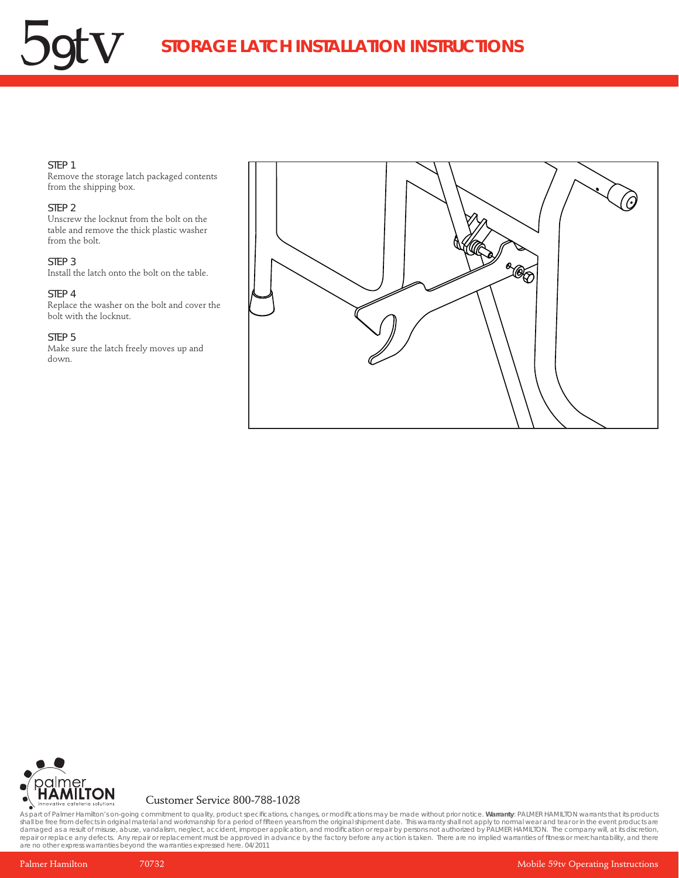# 59tv STORAGE LATCH INSTALLATION INSTRUCTIONS

STEP 1
Remove the storage latch packaged contents from the shipping box.

STEP 2
Unscrew the locknut from the bolt on the table and remove the thick plastic washer from the bolt.

STEP 3
Install the latch onto the bolt on the table.

STEP 4
Replace the washer on the bolt and cover the bolt with the locknut.

STEP 5
Make sure the latch freely moves up and down.

palmer HAMILTON innovative cafeteria solutions

Customer Service 800-788-1028

As part of Palmer Hamilton's on-going commitment to quality, product specifications, changes, or modifications may be made without prior notice. **Warranty**: PALMER HAMILTON warrants that its products shall be free from defects in original material and workmanship for a period of fifteen years from the original shipment date. This warranty shall not apply to normal wear and tear or in the event products are damaged as a result of misuse, abuse, vandalism, neglect, accident, improper application, and modification or repair by persons not authorized by PALMER HAMILTON. The company will, at its discretion, repair or replace any defects. Any repair or replacement must be approved in advance by the factory before any action is taken. There are no implied warranties of fitness or merchantability, and there are no other express warranties beyond the warranties expressed here. 04/2011

Palmer Hamilton 70732 Mobile 59tv Operating Instructions